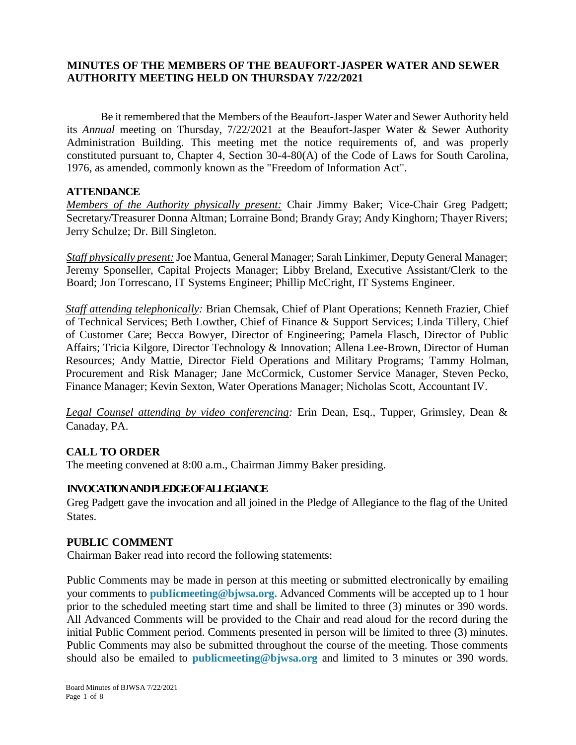# MINUTES OF THE MEMBERS OF THE BEAUFORT-JASPER WATER AND SEWER AUTHORITY MEETING HELD ON THURSDAY 7/22/2021

Be it remembered that the Members of the Beaufort-Jasper Water and Sewer Authority held its *Annual* meeting on Thursday, 7/22/2021 at the Beaufort-Jasper Water & Sewer Authority Administration Building. This meeting met the notice requirements of, and was properly constituted pursuant to, Chapter 4, Section 30-4-80(A) of the Code of Laws for South Carolina, 1976, as amended, commonly known as the "Freedom of Information Act".

## ATTENDANCE

*Members of the Authority physically present:* Chair Jimmy Baker; Vice-Chair Greg Padgett; Secretary/Treasurer Donna Altman; Lorraine Bond; Brandy Gray; Andy Kinghorn; Thayer Rivers; Jerry Schulze; Dr. Bill Singleton.

*Staff physically present:* Joe Mantua, General Manager; Sarah Linkimer, Deputy General Manager; Jeremy Sponseller, Capital Projects Manager; Libby Breland, Executive Assistant/Clerk to the Board; Jon Torrescano, IT Systems Engineer; Phillip McCright, IT Systems Engineer.

*Staff attending telephonically:* Brian Chemsak, Chief of Plant Operations; Kenneth Frazier, Chief of Technical Services; Beth Lowther, Chief of Finance & Support Services; Linda Tillery, Chief of Customer Care; Becca Bowyer, Director of Engineering; Pamela Flasch, Director of Public Affairs; Tricia Kilgore, Director Technology & Innovation; Allena Lee-Brown, Director of Human Resources; Andy Mattie, Director Field Operations and Military Programs; Tammy Holman, Procurement and Risk Manager; Jane McCormick, Customer Service Manager, Steven Pecko, Finance Manager; Kevin Sexton, Water Operations Manager; Nicholas Scott, Accountant IV.

*Legal Counsel attending by video conferencing:* Erin Dean, Esq., Tupper, Grimsley, Dean & Canaday, PA.

## CALL TO ORDER

The meeting convened at 8:00 a.m., Chairman Jimmy Baker presiding.

## INVOCATION AND PLEDGE OF ALLEGIANCE

Greg Padgett gave the invocation and all joined in the Pledge of Allegiance to the flag of the United States.

## PUBLIC COMMENT

Chairman Baker read into record the following statements:

Public Comments may be made in person at this meeting or submitted electronically by emailing your comments to **publicmeeting@bjwsa.org.** Advanced Comments will be accepted up to 1 hour prior to the scheduled meeting start time and shall be limited to three (3) minutes or 390 words. All Advanced Comments will be provided to the Chair and read aloud for the record during the initial Public Comment period. Comments presented in person will be limited to three (3) minutes. Public Comments may also be submitted throughout the course of the meeting. Those comments should also be emailed to **publicmeeting@bjwsa.org** and limited to 3 minutes or 390 words.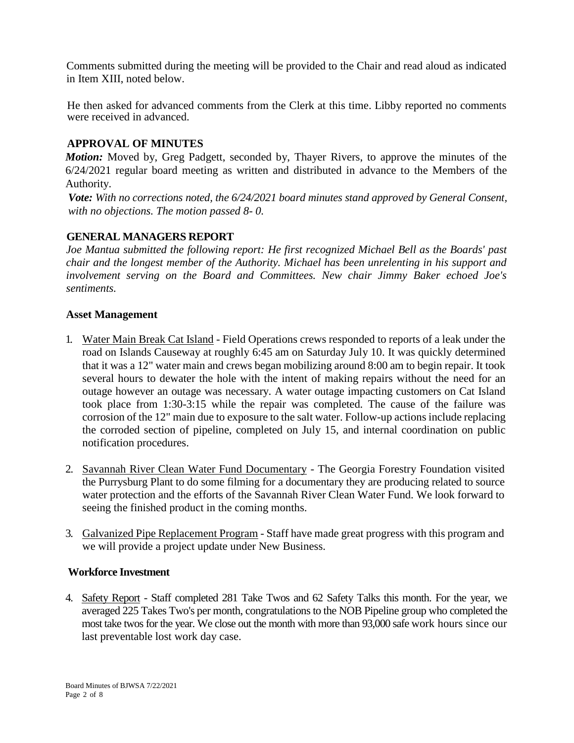Comments submitted during the meeting will be provided to the Chair and read aloud as indicated in Item XIII, noted below.

He then asked for advanced comments from the Clerk at this time. Libby reported no comments were received in advanced.

## APPROVAL OF MINUTES

***Motion:*** Moved by, Greg Padgett, seconded by, Thayer Rivers, to approve the minutes of the 6/24/2021 regular board meeting as written and distributed in advance to the Members of the Authority.

***Vote:*** *With no corrections noted, the 6/24/2021 board minutes stand approved by General Consent, with no objections. The motion passed 8- 0.*

## GENERAL MANAGERS REPORT

*Joe Mantua submitted the following report: He first recognized Michael Bell as the Boards' past chair and the longest member of the Authority. Michael has been unrelenting in his support and involvement serving on the Board and Committees. New chair Jimmy Baker echoed Joe's sentiments.*

### Asset Management

1. Water Main Break Cat Island - Field Operations crews responded to reports of a leak under the road on Islands Causeway at roughly 6:45 am on Saturday July 10. It was quickly determined that it was a 12" water main and crews began mobilizing around 8:00 am to begin repair. It took several hours to dewater the hole with the intent of making repairs without the need for an outage however an outage was necessary. A water outage impacting customers on Cat Island took place from 1:30-3:15 while the repair was completed. The cause of the failure was corrosion of the 12" main due to exposure to the salt water. Follow-up actions include replacing the corroded section of pipeline, completed on July 15, and internal coordination on public notification procedures.

2. Savannah River Clean Water Fund Documentary - The Georgia Forestry Foundation visited the Purrysburg Plant to do some filming for a documentary they are producing related to source water protection and the efforts of the Savannah River Clean Water Fund. We look forward to seeing the finished product in the coming months.

3. Galvanized Pipe Replacement Program - Staff have made great progress with this program and we will provide a project update under New Business.

### Workforce Investment

4. Safety Report - Staff completed 281 Take Twos and 62 Safety Talks this month. For the year, we averaged 225 Takes Two's per month, congratulations to the NOB Pipeline group who completed the most take twos for the year. We close out the month with more than 93,000 safe work hours since our last preventable lost work day case.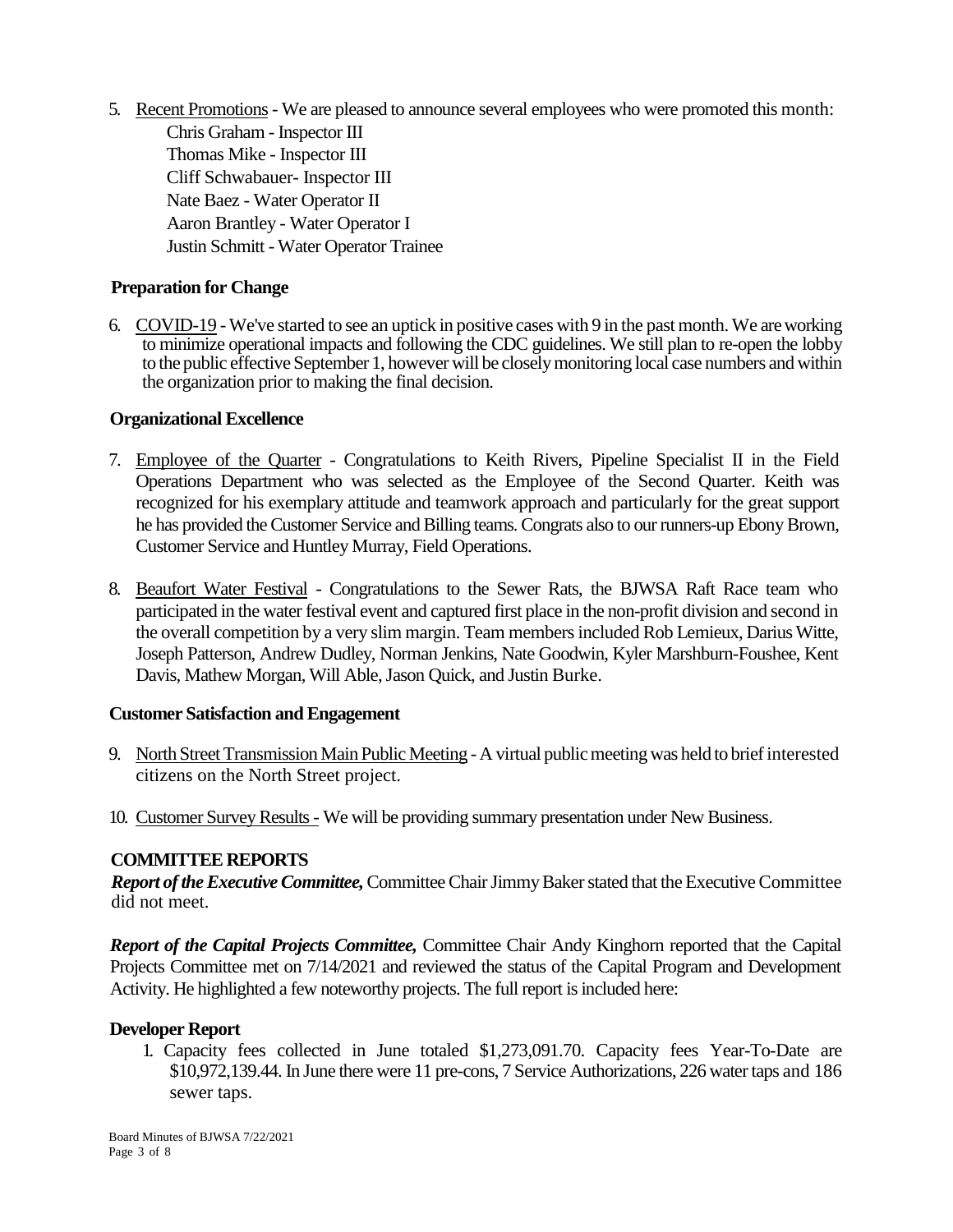5. Recent Promotions - We are pleased to announce several employees who were promoted this month:
   Chris Graham - Inspector III
   Thomas Mike - Inspector III
   Cliff Schwabauer- Inspector III
   Nate Baez - Water Operator II
   Aaron Brantley - Water Operator I
   Justin Schmitt - Water Operator Trainee

**Preparation for Change**

6. COVID-19 - We've started to see an uptick in positive cases with 9 in the past month. We are working to minimize operational impacts and following the CDC guidelines. We still plan to re-open the lobby to the public effective September 1, however will be closely monitoring local case numbers and within the organization prior to making the final decision.

**Organizational Excellence**

7. Employee of the Quarter - Congratulations to Keith Rivers, Pipeline Specialist II in the Field Operations Department who was selected as the Employee of the Second Quarter. Keith was recognized for his exemplary attitude and teamwork approach and particularly for the great support he has provided the Customer Service and Billing teams. Congrats also to our runners-up Ebony Brown, Customer Service and Huntley Murray, Field Operations.

8. Beaufort Water Festival - Congratulations to the Sewer Rats, the BJWSA Raft Race team who participated in the water festival event and captured first place in the non-profit division and second in the overall competition by a very slim margin. Team members included Rob Lemieux, Darius Witte, Joseph Patterson, Andrew Dudley, Norman Jenkins, Nate Goodwin, Kyler Marshburn-Foushee, Kent Davis, Mathew Morgan, Will Able, Jason Quick, and Justin Burke.

**Customer Satisfaction and Engagement**

9. North Street Transmission Main Public Meeting - A virtual public meeting was held to brief interested citizens on the North Street project.

10. Customer Survey Results - We will be providing summary presentation under New Business.

**COMMITTEE REPORTS**

***Report of the Executive Committee,*** Committee Chair Jimmy Baker stated that the Executive Committee did not meet.

***Report of the Capital Projects Committee,*** Committee Chair Andy Kinghorn reported that the Capital Projects Committee met on 7/14/2021 and reviewed the status of the Capital Program and Development Activity. He highlighted a few noteworthy projects. The full report is included here:

**Developer Report**

1. Capacity fees collected in June totaled $1,273,091.70. Capacity fees Year-To-Date are $10,972,139.44. In June there were 11 pre-cons, 7 Service Authorizations, 226 water taps and 186 sewer taps.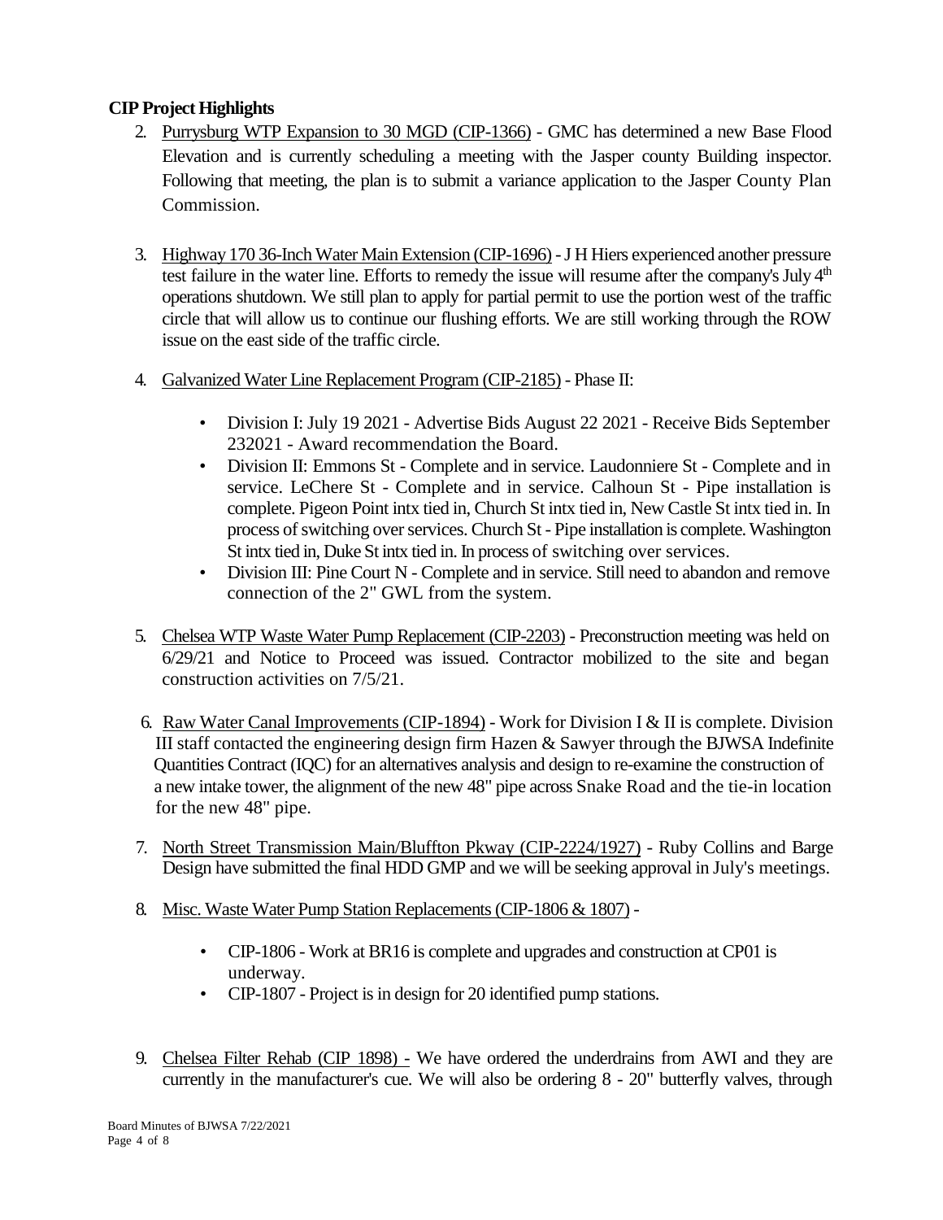**CIP Project Highlights**

2. Purrysburg WTP Expansion to 30 MGD (CIP-1366) - GMC has determined a new Base Flood Elevation and is currently scheduling a meeting with the Jasper county Building inspector. Following that meeting, the plan is to submit a variance application to the Jasper County Plan Commission.

3. Highway 170 36-Inch Water Main Extension (CIP-1696) - J H Hiers experienced another pressure test failure in the water line. Efforts to remedy the issue will resume after the company's July 4th operations shutdown. We still plan to apply for partial permit to use the portion west of the traffic circle that will allow us to continue our flushing efforts. We are still working through the ROW issue on the east side of the traffic circle.

4. Galvanized Water Line Replacement Program (CIP-2185) - Phase II:

   - Division I: July 19 2021 - Advertise Bids August 22 2021 - Receive Bids September 232021 - Award recommendation the Board.
   - Division II: Emmons St - Complete and in service. Laudonniere St - Complete and in service. LeChere St - Complete and in service. Calhoun St - Pipe installation is complete. Pigeon Point intx tied in, Church St intx tied in, New Castle St intx tied in. In process of switching over services. Church St - Pipe installation is complete. Washington St intx tied in, Duke St intx tied in. In process of switching over services.
   - Division III: Pine Court N - Complete and in service. Still need to abandon and remove connection of the 2" GWL from the system.

5. Chelsea WTP Waste Water Pump Replacement (CIP-2203) - Preconstruction meeting was held on 6/29/21 and Notice to Proceed was issued. Contractor mobilized to the site and began construction activities on 7/5/21.

6. Raw Water Canal Improvements (CIP-1894) - Work for Division I & II is complete. Division III staff contacted the engineering design firm Hazen & Sawyer through the BJWSA Indefinite Quantities Contract (IQC) for an alternatives analysis and design to re-examine the construction of a new intake tower, the alignment of the new 48" pipe across Snake Road and the tie-in location for the new 48" pipe.

7. North Street Transmission Main/Bluffton Pkway (CIP-2224/1927) - Ruby Collins and Barge Design have submitted the final HDD GMP and we will be seeking approval in July's meetings.

8. Misc. Waste Water Pump Station Replacements (CIP-1806 & 1807) -

   - CIP-1806 - Work at BR16 is complete and upgrades and construction at CP01 is underway.
   - CIP-1807 - Project is in design for 20 identified pump stations.

9. Chelsea Filter Rehab (CIP 1898) - We have ordered the underdrains from AWI and they are currently in the manufacturer's cue. We will also be ordering 8 - 20" butterfly valves, through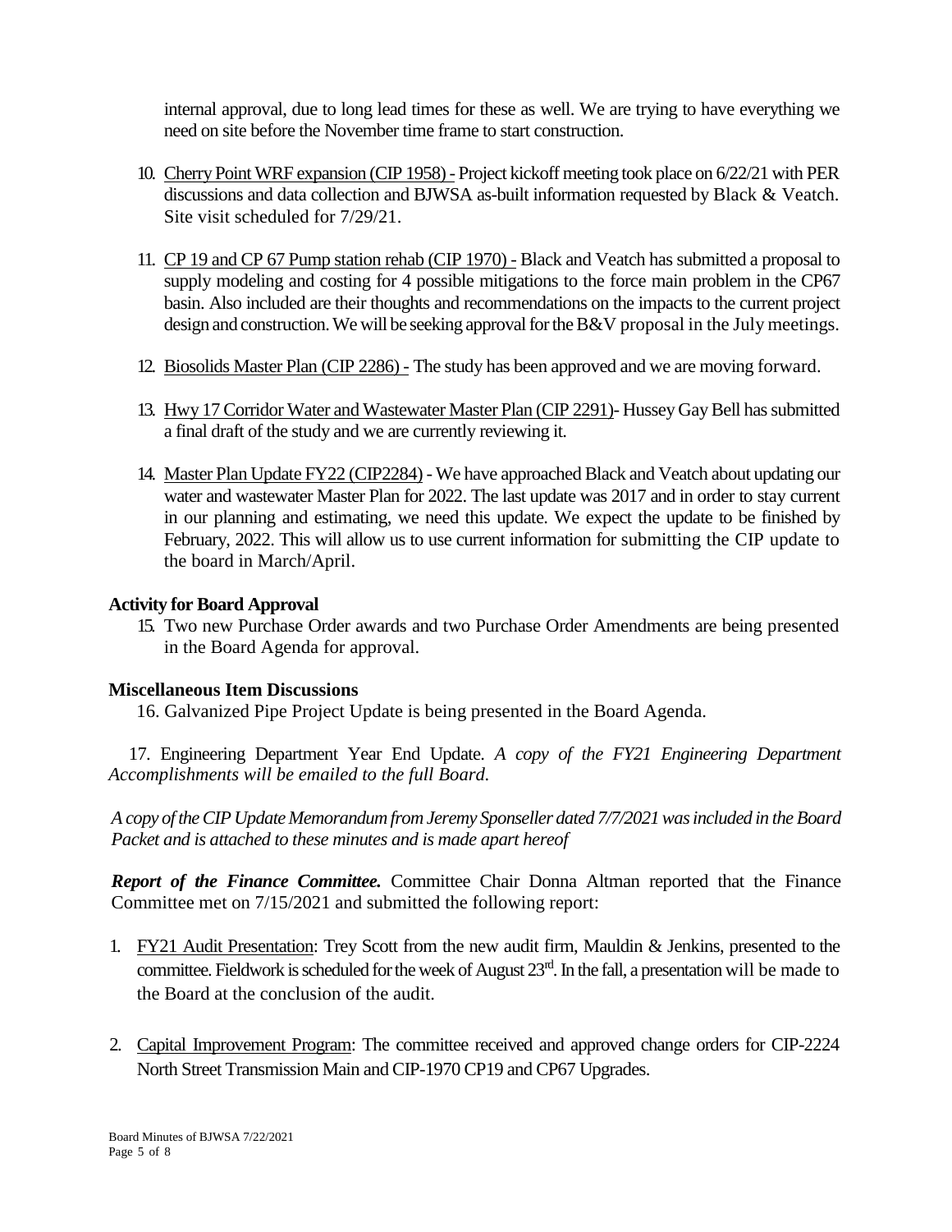internal approval, due to long lead times for these as well. We are trying to have everything we need on site before the November time frame to start construction.

10. Cherry Point WRF expansion (CIP 1958) - Project kickoff meeting took place on 6/22/21 with PER discussions and data collection and BJWSA as-built information requested by Black & Veatch. Site visit scheduled for 7/29/21.

11. CP 19 and CP 67 Pump station rehab (CIP 1970) - Black and Veatch has submitted a proposal to supply modeling and costing for 4 possible mitigations to the force main problem in the CP67 basin. Also included are their thoughts and recommendations on the impacts to the current project design and construction. We will be seeking approval for the B&V proposal in the July meetings.

12. Biosolids Master Plan (CIP 2286) - The study has been approved and we are moving forward.

13. Hwy 17 Corridor Water and Wastewater Master Plan (CIP 2291)- Hussey Gay Bell has submitted a final draft of the study and we are currently reviewing it.

14. Master Plan Update FY22 (CIP2284) - We have approached Black and Veatch about updating our water and wastewater Master Plan for 2022. The last update was 2017 and in order to stay current in our planning and estimating, we need this update. We expect the update to be finished by February, 2022. This will allow us to use current information for submitting the CIP update to the board in March/April.

**Activity for Board Approval**

15. Two new Purchase Order awards and two Purchase Order Amendments are being presented in the Board Agenda for approval.

**Miscellaneous Item Discussions**

16. Galvanized Pipe Project Update is being presented in the Board Agenda.

17. Engineering Department Year End Update. *A copy of the FY21 Engineering Department Accomplishments will be emailed to the full Board.*

*A copy of the CIP Update Memorandum from Jeremy Sponseller dated 7/7/2021 was included in the Board Packet and is attached to these minutes and is made apart hereof*

***Report of the Finance Committee.*** Committee Chair Donna Altman reported that the Finance Committee met on 7/15/2021 and submitted the following report:

1. FY21 Audit Presentation: Trey Scott from the new audit firm, Mauldin & Jenkins, presented to the committee. Fieldwork is scheduled for the week of August 23rd. In the fall, a presentation will be made to the Board at the conclusion of the audit.

2. Capital Improvement Program: The committee received and approved change orders for CIP-2224 North Street Transmission Main and CIP-1970 CP19 and CP67 Upgrades.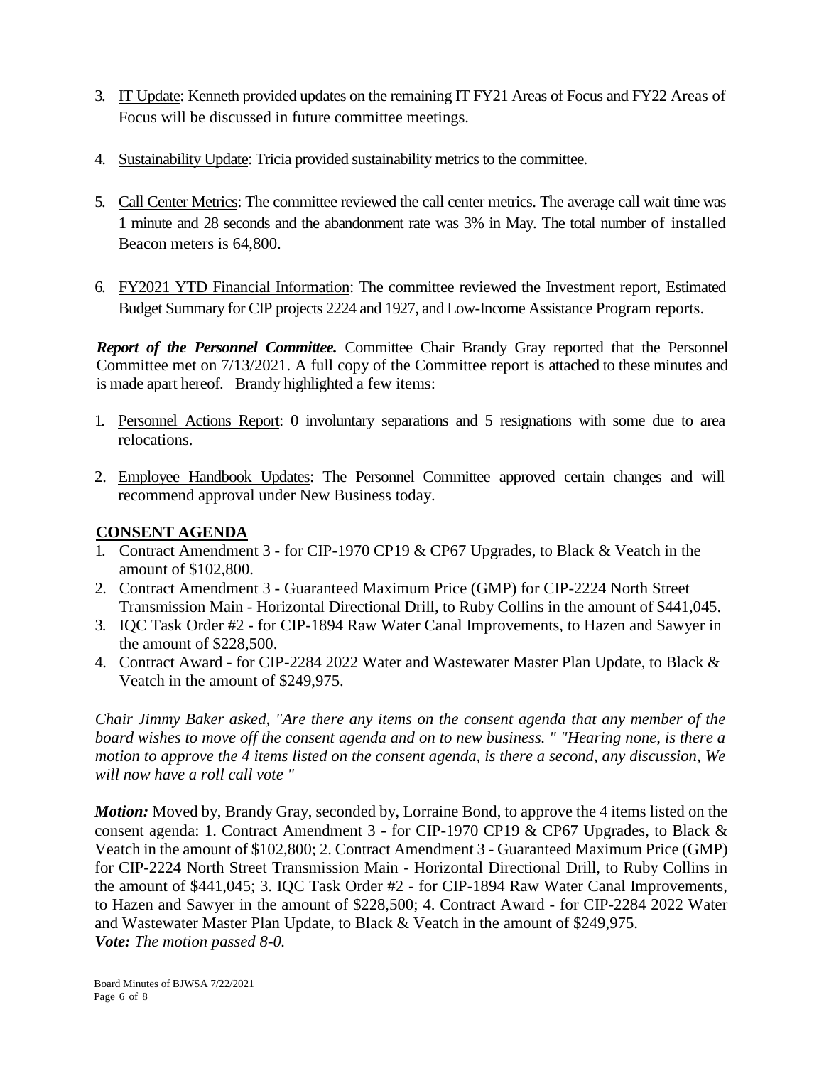3. IT Update: Kenneth provided updates on the remaining IT FY21 Areas of Focus and FY22 Areas of Focus will be discussed in future committee meetings.

4. Sustainability Update: Tricia provided sustainability metrics to the committee.

5. Call Center Metrics: The committee reviewed the call center metrics. The average call wait time was 1 minute and 28 seconds and the abandonment rate was 3% in May. The total number of installed Beacon meters is 64,800.

6. FY2021 YTD Financial Information: The committee reviewed the Investment report, Estimated Budget Summary for CIP projects 2224 and 1927, and Low-Income Assistance Program reports.

***Report of the Personnel Committee.*** Committee Chair Brandy Gray reported that the Personnel Committee met on 7/13/2021. A full copy of the Committee report is attached to these minutes and is made apart hereof. Brandy highlighted a few items:

1. Personnel Actions Report: 0 involuntary separations and 5 resignations with some due to area relocations.

2. Employee Handbook Updates: The Personnel Committee approved certain changes and will recommend approval under New Business today.

## CONSENT AGENDA

1. Contract Amendment 3 - for CIP-1970 CP19 & CP67 Upgrades, to Black & Veatch in the amount of $102,800.
2. Contract Amendment 3 - Guaranteed Maximum Price (GMP) for CIP-2224 North Street Transmission Main - Horizontal Directional Drill, to Ruby Collins in the amount of $441,045.
3. IQC Task Order #2 - for CIP-1894 Raw Water Canal Improvements, to Hazen and Sawyer in the amount of $228,500.
4. Contract Award - for CIP-2284 2022 Water and Wastewater Master Plan Update, to Black & Veatch in the amount of $249,975.

*Chair Jimmy Baker asked, "Are there any items on the consent agenda that any member of the board wishes to move off the consent agenda and on to new business. " "Hearing none, is there a motion to approve the 4 items listed on the consent agenda, is there a second, any discussion, We will now have a roll call vote "*

***Motion:*** Moved by, Brandy Gray, seconded by, Lorraine Bond, to approve the 4 items listed on the consent agenda: 1. Contract Amendment 3 - for CIP-1970 CP19 & CP67 Upgrades, to Black & Veatch in the amount of $102,800; 2. Contract Amendment 3 - Guaranteed Maximum Price (GMP) for CIP-2224 North Street Transmission Main - Horizontal Directional Drill, to Ruby Collins in the amount of $441,045; 3. IQC Task Order #2 - for CIP-1894 Raw Water Canal Improvements, to Hazen and Sawyer in the amount of $228,500; 4. Contract Award - for CIP-2284 2022 Water and Wastewater Master Plan Update, to Black & Veatch in the amount of $249,975.
***Vote:*** *The motion passed 8-0.*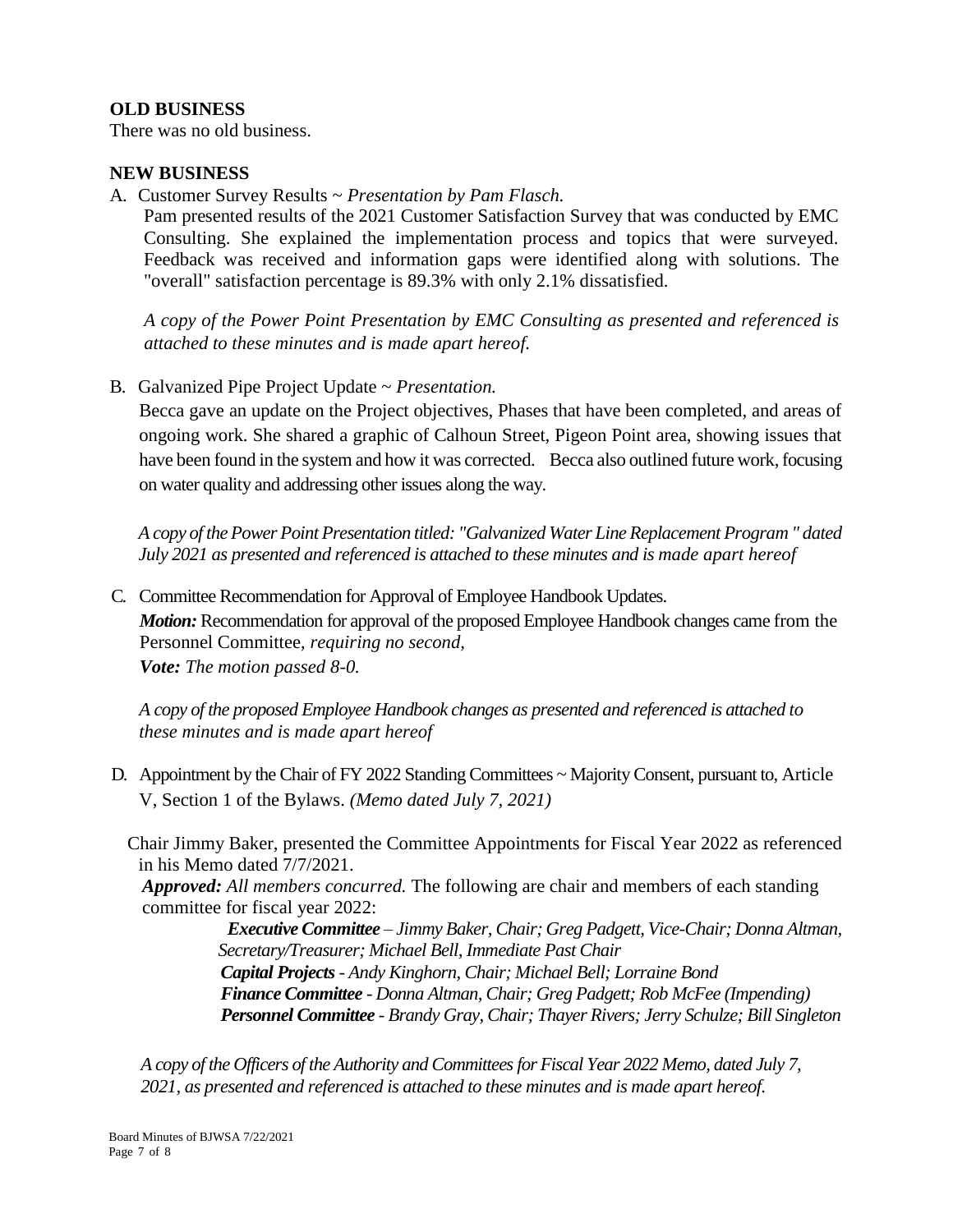**OLD BUSINESS**

There was no old business.

**NEW BUSINESS**

A. Customer Survey Results ~ *Presentation by Pam Flasch.*

Pam presented results of the 2021 Customer Satisfaction Survey that was conducted by EMC Consulting. She explained the implementation process and topics that were surveyed. Feedback was received and information gaps were identified along with solutions. The "overall" satisfaction percentage is 89.3% with only 2.1% dissatisfied.

*A copy of the Power Point Presentation by EMC Consulting as presented and referenced is attached to these minutes and is made apart hereof.*

B. Galvanized Pipe Project Update ~ *Presentation.*

Becca gave an update on the Project objectives, Phases that have been completed, and areas of ongoing work. She shared a graphic of Calhoun Street, Pigeon Point area, showing issues that have been found in the system and how it was corrected. Becca also outlined future work, focusing on water quality and addressing other issues along the way.

*A copy of the Power Point Presentation titled: "Galvanized Water Line Replacement Program" dated July 2021 as presented and referenced is attached to these minutes and is made apart hereof*

C. Committee Recommendation for Approval of Employee Handbook Updates.

***Motion:*** Recommendation for approval of the proposed Employee Handbook changes came from the Personnel Committee, *requiring no second,*

***Vote:*** *The motion passed 8-0.*

*A copy of the proposed Employee Handbook changes as presented and referenced is attached to these minutes and is made apart hereof*

D. Appointment by the Chair of FY 2022 Standing Committees ~ Majority Consent, pursuant to, Article V, Section 1 of the Bylaws. *(Memo dated July 7, 2021)*

Chair Jimmy Baker, presented the Committee Appointments for Fiscal Year 2022 as referenced in his Memo dated 7/7/2021.

***Approved:*** *All members concurred.* The following are chair and members of each standing committee for fiscal year 2022:

***Executive Committee*** *– Jimmy Baker, Chair; Greg Padgett, Vice-Chair; Donna Altman, Secretary/Treasurer; Michael Bell, Immediate Past Chair*

***Capital Projects*** *- Andy Kinghorn, Chair; Michael Bell; Lorraine Bond*

***Finance Committee*** *- Donna Altman, Chair; Greg Padgett; Rob McFee (Impending)*

***Personnel Committee*** *- Brandy Gray, Chair; Thayer Rivers; Jerry Schulze; Bill Singleton*

*A copy of the Officers of the Authority and Committees for Fiscal Year 2022 Memo, dated July 7, 2021, as presented and referenced is attached to these minutes and is made apart hereof.*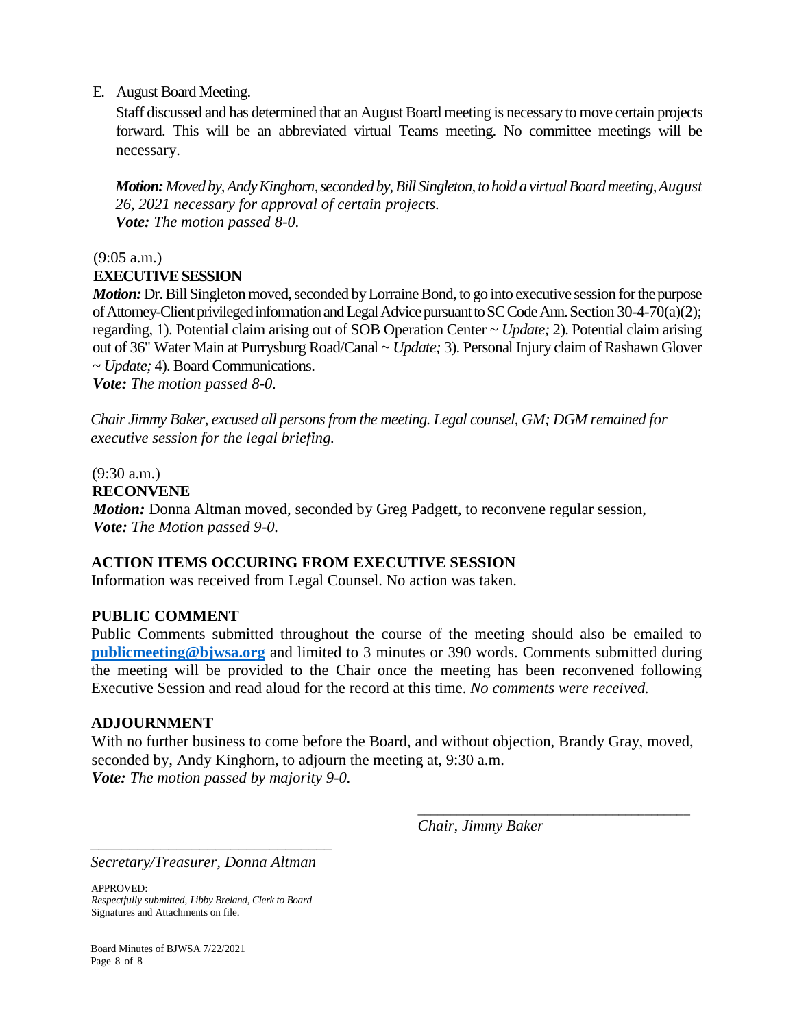E. August Board Meeting.

Staff discussed and has determined that an August Board meeting is necessary to move certain projects forward. This will be an abbreviated virtual Teams meeting. No committee meetings will be necessary.

***Motion:*** *Moved by, Andy Kinghorn, seconded by, Bill Singleton, to hold a virtual Board meeting, August 26, 2021 necessary for approval of certain projects.*
***Vote:*** *The motion passed 8-0.*

(9:05 a.m.)

**EXECUTIVE SESSION**

***Motion:*** Dr. Bill Singleton moved, seconded by Lorraine Bond, to go into executive session for the purpose of Attorney-Client privileged information and Legal Advice pursuant to SC Code Ann. Section 30-4-70(a)(2); regarding, 1). Potential claim arising out of SOB Operation Center ~ *Update;* 2). Potential claim arising out of 36" Water Main at Purrysburg Road/Canal ~ *Update;* 3). Personal Injury claim of Rashawn Glover ~ *Update;* 4). Board Communications.
***Vote:*** *The motion passed 8-0.*

*Chair Jimmy Baker, excused all persons from the meeting. Legal counsel, GM; DGM remained for executive session for the legal briefing.*

(9:30 a.m.)

**RECONVENE**

***Motion:*** Donna Altman moved, seconded by Greg Padgett, to reconvene regular session,
***Vote:*** *The Motion passed 9-0.*

## ACTION ITEMS OCCURING FROM EXECUTIVE SESSION

Information was received from Legal Counsel. No action was taken.

## PUBLIC COMMENT

Public Comments submitted throughout the course of the meeting should also be emailed to **publicmeeting@bjwsa.org** and limited to 3 minutes or 390 words. Comments submitted during the meeting will be provided to the Chair once the meeting has been reconvened following Executive Session and read aloud for the record at this time. *No comments were received.*

## ADJOURNMENT

With no further business to come before the Board, and without objection, Brandy Gray, moved, seconded by, Andy Kinghorn, to adjourn the meeting at, 9:30 a.m.
***Vote:*** *The motion passed by majority 9-0.*

\_\_\_\_\_\_\_\_\_\_\_\_\_\_\_\_\_\_\_\_\_\_\_\_\_\_\_\_\_\_\_\_\_\_\_\_
*Chair, Jimmy Baker*

\_\_\_\_\_\_\_\_\_\_\_\_\_\_\_\_\_\_\_\_\_\_\_\_\_\_\_\_\_\_\_\_\_\_\_\_
*Secretary/Treasurer, Donna Altman*

APPROVED:
*Respectfully submitted, Libby Breland, Clerk to Board*
Signatures and Attachments on file.